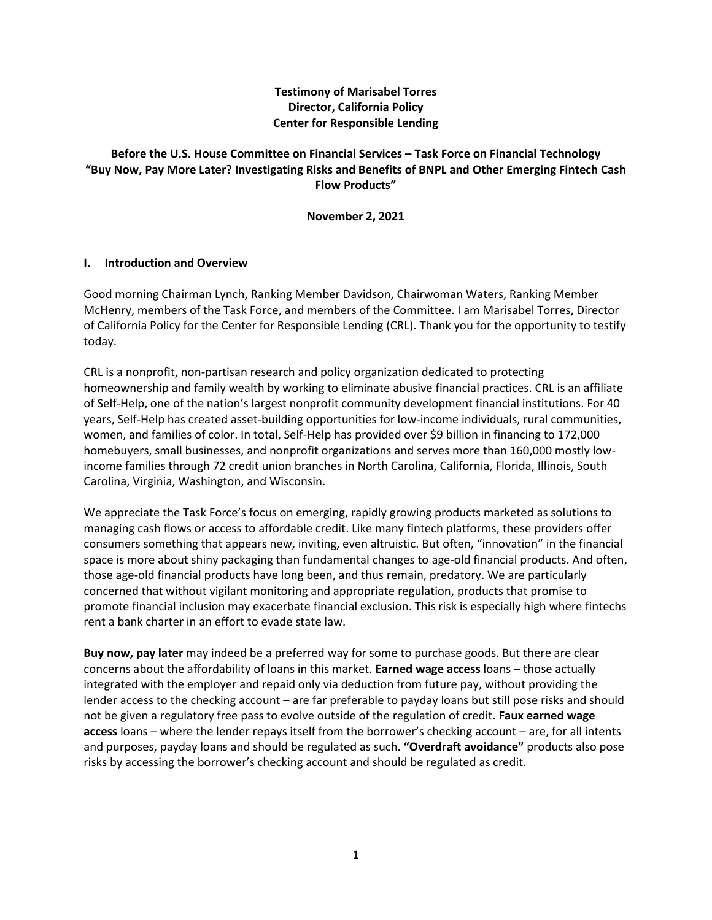**Testimony of Marisabel Torres**
**Director, California Policy**
**Center for Responsible Lending**

**Before the U.S. House Committee on Financial Services – Task Force on Financial Technology**
**"Buy Now, Pay More Later? Investigating Risks and Benefits of BNPL and Other Emerging Fintech Cash Flow Products"**

**November 2, 2021**

## I. Introduction and Overview

Good morning Chairman Lynch, Ranking Member Davidson, Chairwoman Waters, Ranking Member McHenry, members of the Task Force, and members of the Committee. I am Marisabel Torres, Director of California Policy for the Center for Responsible Lending (CRL). Thank you for the opportunity to testify today.

CRL is a nonprofit, non-partisan research and policy organization dedicated to protecting homeownership and family wealth by working to eliminate abusive financial practices. CRL is an affiliate of Self-Help, one of the nation's largest nonprofit community development financial institutions. For 40 years, Self-Help has created asset-building opportunities for low-income individuals, rural communities, women, and families of color. In total, Self-Help has provided over $9 billion in financing to 172,000 homebuyers, small businesses, and nonprofit organizations and serves more than 160,000 mostly low-income families through 72 credit union branches in North Carolina, California, Florida, Illinois, South Carolina, Virginia, Washington, and Wisconsin.

We appreciate the Task Force's focus on emerging, rapidly growing products marketed as solutions to managing cash flows or access to affordable credit. Like many fintech platforms, these providers offer consumers something that appears new, inviting, even altruistic. But often, "innovation" in the financial space is more about shiny packaging than fundamental changes to age-old financial products. And often, those age-old financial products have long been, and thus remain, predatory. We are particularly concerned that without vigilant monitoring and appropriate regulation, products that promise to promote financial inclusion may exacerbate financial exclusion. This risk is especially high where fintechs rent a bank charter in an effort to evade state law.

**Buy now, pay later** may indeed be a preferred way for some to purchase goods. But there are clear concerns about the affordability of loans in this market. **Earned wage access** loans – those actually integrated with the employer and repaid only via deduction from future pay, without providing the lender access to the checking account – are far preferable to payday loans but still pose risks and should not be given a regulatory free pass to evolve outside of the regulation of credit. **Faux earned wage access** loans – where the lender repays itself from the borrower's checking account – are, for all intents and purposes, payday loans and should be regulated as such. **"Overdraft avoidance"** products also pose risks by accessing the borrower's checking account and should be regulated as credit.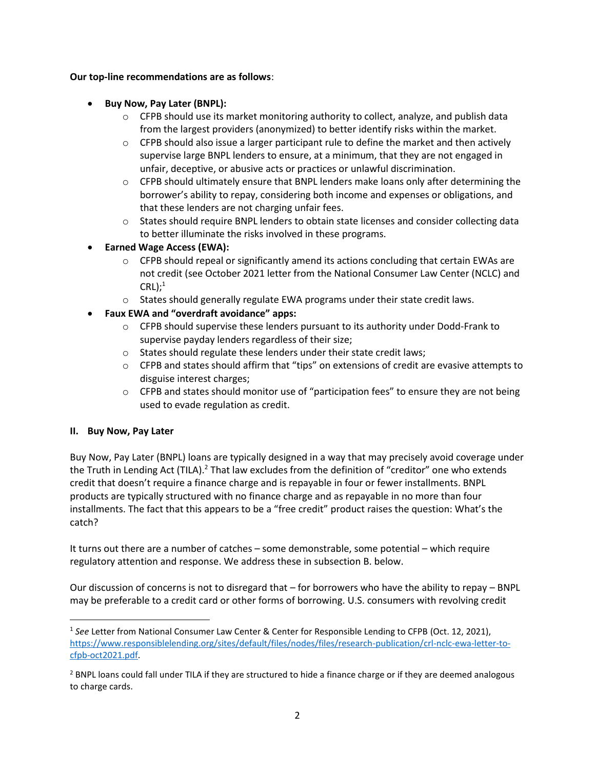**Our top-line recommendations are as follows**:

- **Buy Now, Pay Later (BNPL):**
    - CFPB should use its market monitoring authority to collect, analyze, and publish data from the largest providers (anonymized) to better identify risks within the market.
    - CFPB should also issue a larger participant rule to define the market and then actively supervise large BNPL lenders to ensure, at a minimum, that they are not engaged in unfair, deceptive, or abusive acts or practices or unlawful discrimination.
    - CFPB should ultimately ensure that BNPL lenders make loans only after determining the borrower's ability to repay, considering both income and expenses or obligations, and that these lenders are not charging unfair fees.
    - States should require BNPL lenders to obtain state licenses and consider collecting data to better illuminate the risks involved in these programs.
- **Earned Wage Access (EWA):**
    - CFPB should repeal or significantly amend its actions concluding that certain EWAs are not credit (see October 2021 letter from the National Consumer Law Center (NCLC) and CRL);[1]
    - States should generally regulate EWA programs under their state credit laws.
- **Faux EWA and "overdraft avoidance" apps:**
    - CFPB should supervise these lenders pursuant to its authority under Dodd-Frank to supervise payday lenders regardless of their size;
    - States should regulate these lenders under their state credit laws;
    - CFPB and states should affirm that "tips" on extensions of credit are evasive attempts to disguise interest charges;
    - CFPB and states should monitor use of "participation fees" to ensure they are not being used to evade regulation as credit.

## II. Buy Now, Pay Later

Buy Now, Pay Later (BNPL) loans are typically designed in a way that may precisely avoid coverage under the Truth in Lending Act (TILA).[2] That law excludes from the definition of "creditor" one who extends credit that doesn't require a finance charge and is repayable in four or fewer installments. BNPL products are typically structured with no finance charge and as repayable in no more than four installments. The fact that this appears to be a "free credit" product raises the question: What's the catch?

It turns out there are a number of catches – some demonstrable, some potential – which require regulatory attention and response. We address these in subsection B. below.

Our discussion of concerns is not to disregard that – for borrowers who have the ability to repay – BNPL may be preferable to a credit card or other forms of borrowing. U.S. consumers with revolving credit

---

[1] *See* Letter from National Consumer Law Center & Center for Responsible Lending to CFPB (Oct. 12, 2021), https://www.responsiblelending.org/sites/default/files/nodes/files/research-publication/crl-nclc-ewa-letter-to-cfpb-oct2021.pdf.

[2] BNPL loans could fall under TILA if they are structured to hide a finance charge or if they are deemed analogous to charge cards.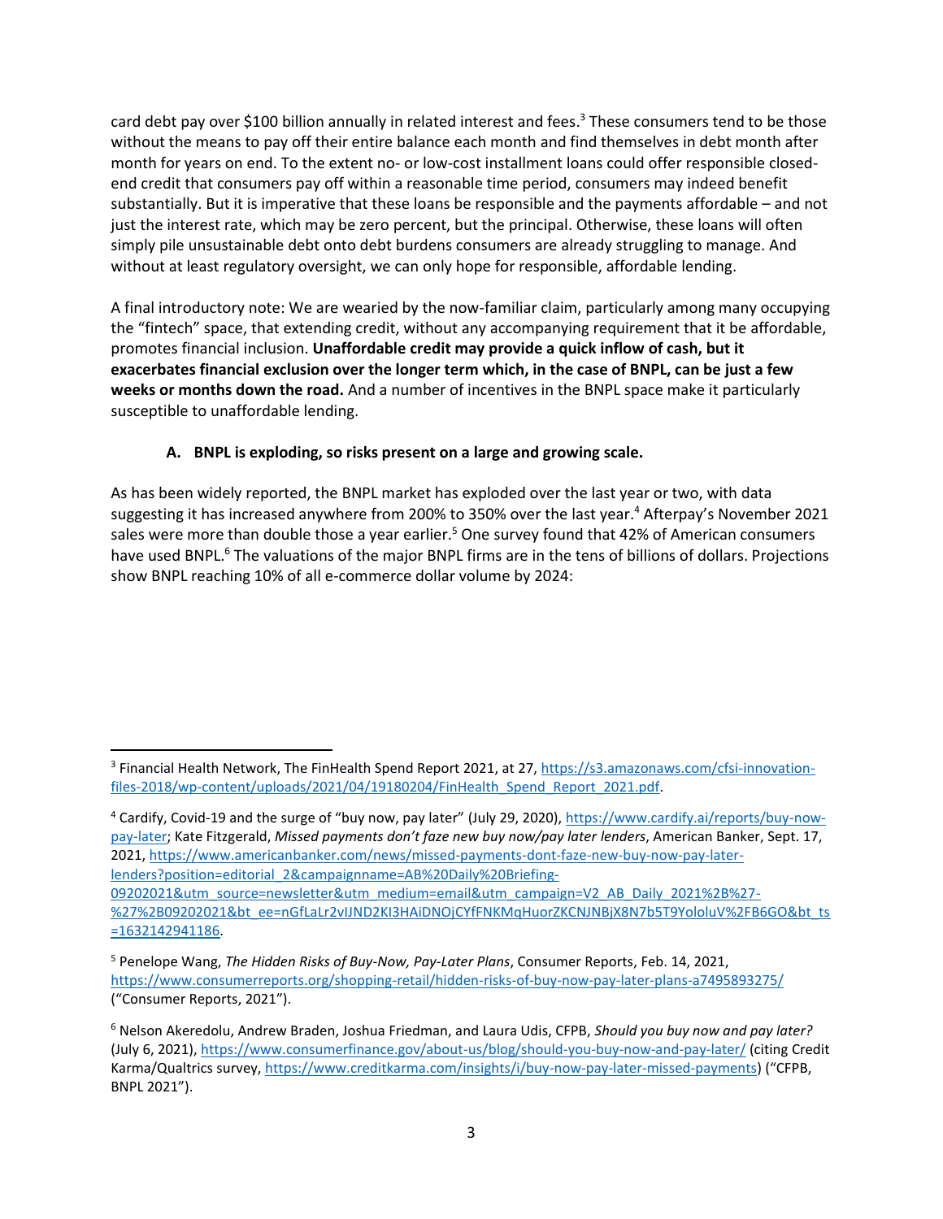card debt pay over $100 billion annually in related interest and fees.[3] These consumers tend to be those without the means to pay off their entire balance each month and find themselves in debt month after month for years on end. To the extent no- or low-cost installment loans could offer responsible closed-end credit that consumers pay off within a reasonable time period, consumers may indeed benefit substantially. But it is imperative that these loans be responsible and the payments affordable – and not just the interest rate, which may be zero percent, but the principal. Otherwise, these loans will often simply pile unsustainable debt onto debt burdens consumers are already struggling to manage. And without at least regulatory oversight, we can only hope for responsible, affordable lending.

A final introductory note: We are wearied by the now-familiar claim, particularly among many occupying the "fintech" space, that extending credit, without any accompanying requirement that it be affordable, promotes financial inclusion. **Unaffordable credit may provide a quick inflow of cash, but it exacerbates financial exclusion over the longer term which, in the case of BNPL, can be just a few weeks or months down the road.** And a number of incentives in the BNPL space make it particularly susceptible to unaffordable lending.

### A. BNPL is exploding, so risks present on a large and growing scale.

As has been widely reported, the BNPL market has exploded over the last year or two, with data suggesting it has increased anywhere from 200% to 350% over the last year.[4] Afterpay's November 2021 sales were more than double those a year earlier.[5] One survey found that 42% of American consumers have used BNPL.[6] The valuations of the major BNPL firms are in the tens of billions of dollars. Projections show BNPL reaching 10% of all e-commerce dollar volume by 2024:

---

[3] Financial Health Network, The FinHealth Spend Report 2021, at 27, https://s3.amazonaws.com/cfsi-innovation-files-2018/wp-content/uploads/2021/04/19180204/FinHealth_Spend_Report_2021.pdf.

[4] Cardify, Covid-19 and the surge of "buy now, pay later" (July 29, 2020), https://www.cardify.ai/reports/buy-now-pay-later; Kate Fitzgerald, *Missed payments don't faze new buy now/pay later lenders*, American Banker, Sept. 17, 2021, https://www.americanbanker.com/news/missed-payments-dont-faze-new-buy-now-pay-later-lenders?position=editorial_2&campaignname=AB%20Daily%20Briefing-09202021&utm_source=newsletter&utm_medium=email&utm_campaign=V2_AB_Daily_2021%2B%27-%27%2B09202021&bt_ee=nGfLaLr2vIJND2KI3HAiDNOjCYfFNKMqHuorZKCNJNBjX8N7b5T9YololuV%2FB6GO&bt_ts=1632142941186.

[5] Penelope Wang, *The Hidden Risks of Buy-Now, Pay-Later Plans*, Consumer Reports, Feb. 14, 2021, https://www.consumerreports.org/shopping-retail/hidden-risks-of-buy-now-pay-later-plans-a7495893275/ ("Consumer Reports, 2021").

[6] Nelson Akeredolu, Andrew Braden, Joshua Friedman, and Laura Udis, CFPB, *Should you buy now and pay later?* (July 6, 2021), https://www.consumerfinance.gov/about-us/blog/should-you-buy-now-and-pay-later/ (citing Credit Karma/Qualtrics survey, https://www.creditkarma.com/insights/i/buy-now-pay-later-missed-payments) ("CFPB, BNPL 2021").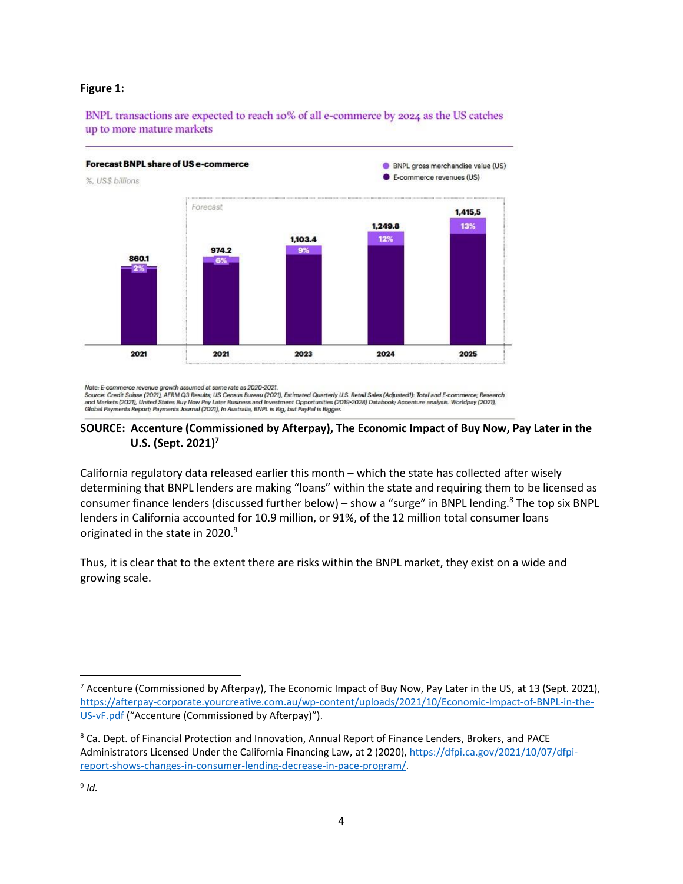**Figure 1:**

BNPL transactions are expected to reach 10% of all e-commerce by 2024 as the US catches up to more mature markets

**Forecast BNPL share of US e-commerce**

%, US$ billions

● BNPL gross merchandise value (US)
● E-commerce revenues (US)

| Year | E-commerce revenues (US$ billions) | BNPL share |
|---|---|---|
| 2021 | 860.1 | 2% |
| 2021 (Forecast) | 974.2 | 6% |
| 2023 (Forecast) | 1,103.4 | 9% |
| 2024 (Forecast) | 1,249.8 | 12% |
| 2025 (Forecast) | 1,415,5 | 13% |

Note: E-commerce revenue growth assumed at same rate as 2020-2021.
Source: Credit Suisse (2021), AFRM Q3 Results; US Census Bureau (2021), Estimated Quarterly U.S. Retail Sales (Adjusted1): Total and E-commerce; Research and Markets (2021), United States Buy Now Pay Later Business and Investment Opportunities (2019-2028) Databook; Accenture analysis. Worldpay (2021), Global Payments Report; Payments Journal (2021), In Australia, BNPL is Big, but PayPal is Bigger.

**SOURCE: Accenture (Commissioned by Afterpay), The Economic Impact of Buy Now, Pay Later in the U.S. (Sept. 2021)**[7]

California regulatory data released earlier this month – which the state has collected after wisely determining that BNPL lenders are making "loans" within the state and requiring them to be licensed as consumer finance lenders (discussed further below) – show a "surge" in BNPL lending.[8] The top six BNPL lenders in California accounted for 10.9 million, or 91%, of the 12 million total consumer loans originated in the state in 2020.[9]

Thus, it is clear that to the extent there are risks within the BNPL market, they exist on a wide and growing scale.

---

[7] Accenture (Commissioned by Afterpay), The Economic Impact of Buy Now, Pay Later in the US, at 13 (Sept. 2021), https://afterpay-corporate.yourcreative.com.au/wp-content/uploads/2021/10/Economic-Impact-of-BNPL-in-the-US-vF.pdf ("Accenture (Commissioned by Afterpay)").

[8] Ca. Dept. of Financial Protection and Innovation, Annual Report of Finance Lenders, Brokers, and PACE Administrators Licensed Under the California Financing Law, at 2 (2020), https://dfpi.ca.gov/2021/10/07/dfpi-report-shows-changes-in-consumer-lending-decrease-in-pace-program/.

[9] *Id.*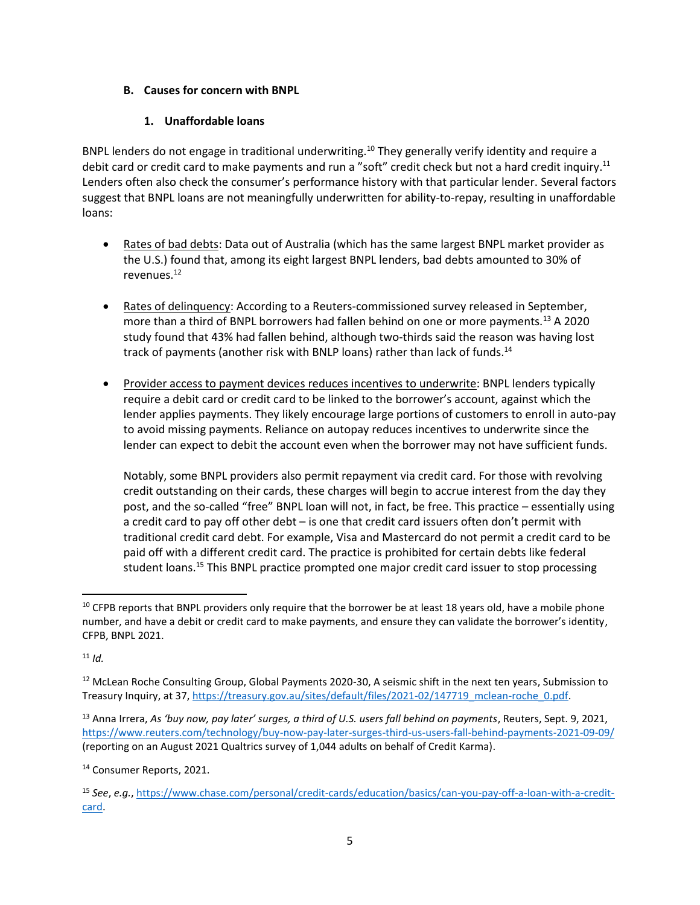### B. Causes for concern with BNPL

#### 1. Unaffordable loans

BNPL lenders do not engage in traditional underwriting.[10] They generally verify identity and require a debit card or credit card to make payments and run a "soft" credit check but not a hard credit inquiry.[11] Lenders often also check the consumer's performance history with that particular lender. Several factors suggest that BNPL loans are not meaningfully underwritten for ability-to-repay, resulting in unaffordable loans:

- Rates of bad debts: Data out of Australia (which has the same largest BNPL market provider as the U.S.) found that, among its eight largest BNPL lenders, bad debts amounted to 30% of revenues.[12]

- Rates of delinquency: According to a Reuters-commissioned survey released in September, more than a third of BNPL borrowers had fallen behind on one or more payments.[13] A 2020 study found that 43% had fallen behind, although two-thirds said the reason was having lost track of payments (another risk with BNLP loans) rather than lack of funds.[14]

- Provider access to payment devices reduces incentives to underwrite: BNPL lenders typically require a debit card or credit card to be linked to the borrower's account, against which the lender applies payments. They likely encourage large portions of customers to enroll in auto-pay to avoid missing payments. Reliance on autopay reduces incentives to underwrite since the lender can expect to debit the account even when the borrower may not have sufficient funds.

  Notably, some BNPL providers also permit repayment via credit card. For those with revolving credit outstanding on their cards, these charges will begin to accrue interest from the day they post, and the so-called "free" BNPL loan will not, in fact, be free. This practice – essentially using a credit card to pay off other debt – is one that credit card issuers often don't permit with traditional credit card debt. For example, Visa and Mastercard do not permit a credit card to be paid off with a different credit card. The practice is prohibited for certain debts like federal student loans.[15] This BNPL practice prompted one major credit card issuer to stop processing

---

[10] CFPB reports that BNPL providers only require that the borrower be at least 18 years old, have a mobile phone number, and have a debit or credit card to make payments, and ensure they can validate the borrower's identity, CFPB, BNPL 2021.

[11] *Id.*

[12] McLean Roche Consulting Group, Global Payments 2020-30, A seismic shift in the next ten years, Submission to Treasury Inquiry, at 37, https://treasury.gov.au/sites/default/files/2021-02/147719_mclean-roche_0.pdf.

[13] Anna Irrera, *As 'buy now, pay later' surges, a third of U.S. users fall behind on payments*, Reuters, Sept. 9, 2021, https://www.reuters.com/technology/buy-now-pay-later-surges-third-us-users-fall-behind-payments-2021-09-09/ (reporting on an August 2021 Qualtrics survey of 1,044 adults on behalf of Credit Karma).

[14] Consumer Reports, 2021.

[15] *See*, *e.g.*, https://www.chase.com/personal/credit-cards/education/basics/can-you-pay-off-a-loan-with-a-credit-card.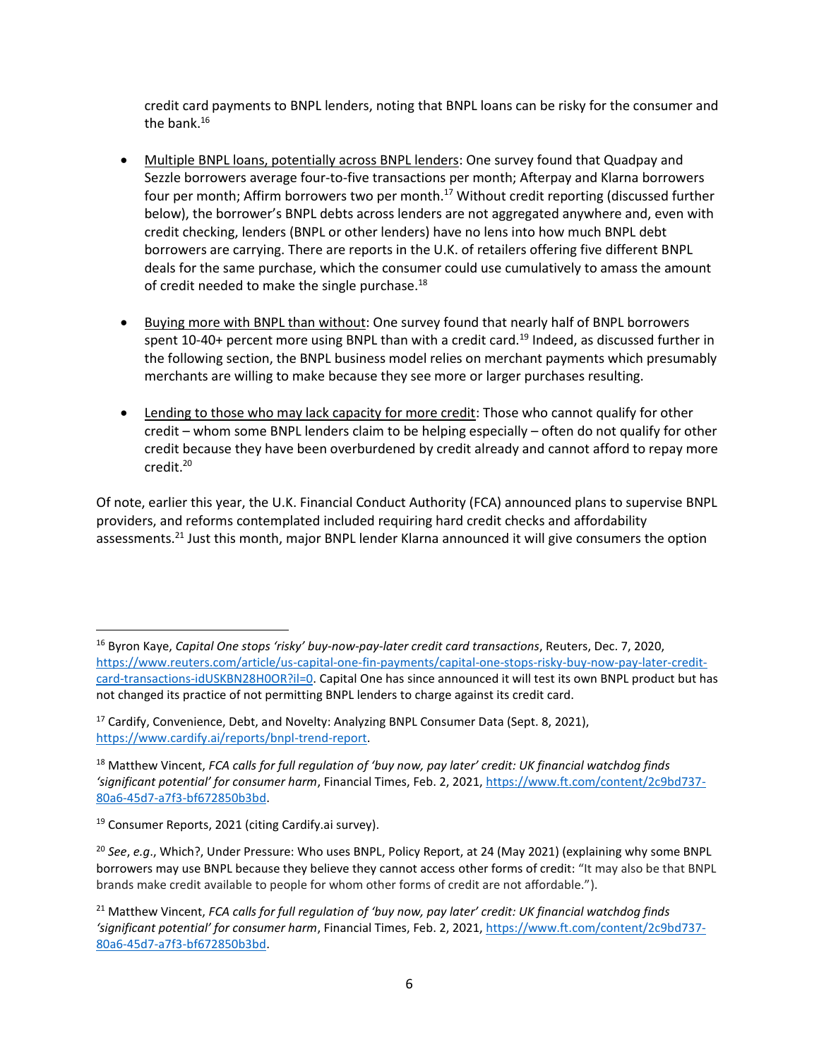credit card payments to BNPL lenders, noting that BNPL loans can be risky for the consumer and the bank.[16]

- Multiple BNPL loans, potentially across BNPL lenders: One survey found that Quadpay and Sezzle borrowers average four-to-five transactions per month; Afterpay and Klarna borrowers four per month; Affirm borrowers two per month.[17] Without credit reporting (discussed further below), the borrower's BNPL debts across lenders are not aggregated anywhere and, even with credit checking, lenders (BNPL or other lenders) have no lens into how much BNPL debt borrowers are carrying. There are reports in the U.K. of retailers offering five different BNPL deals for the same purchase, which the consumer could use cumulatively to amass the amount of credit needed to make the single purchase.[18]

- Buying more with BNPL than without: One survey found that nearly half of BNPL borrowers spent 10-40+ percent more using BNPL than with a credit card.[19] Indeed, as discussed further in the following section, the BNPL business model relies on merchant payments which presumably merchants are willing to make because they see more or larger purchases resulting.

- Lending to those who may lack capacity for more credit: Those who cannot qualify for other credit – whom some BNPL lenders claim to be helping especially – often do not qualify for other credit because they have been overburdened by credit already and cannot afford to repay more credit.[20]

Of note, earlier this year, the U.K. Financial Conduct Authority (FCA) announced plans to supervise BNPL providers, and reforms contemplated included requiring hard credit checks and affordability assessments.[21] Just this month, major BNPL lender Klarna announced it will give consumers the option

---

[16] Byron Kaye, *Capital One stops 'risky' buy-now-pay-later credit card transactions*, Reuters, Dec. 7, 2020, https://www.reuters.com/article/us-capital-one-fin-payments/capital-one-stops-risky-buy-now-pay-later-credit-card-transactions-idUSKBN28H0OR?il=0. Capital One has since announced it will test its own BNPL product but has not changed its practice of not permitting BNPL lenders to charge against its credit card.

[17] Cardify, Convenience, Debt, and Novelty: Analyzing BNPL Consumer Data (Sept. 8, 2021), https://www.cardify.ai/reports/bnpl-trend-report.

[18] Matthew Vincent, *FCA calls for full regulation of 'buy now, pay later' credit: UK financial watchdog finds 'significant potential' for consumer harm*, Financial Times, Feb. 2, 2021, https://www.ft.com/content/2c9bd737-80a6-45d7-a7f3-bf672850b3bd.

[19] Consumer Reports, 2021 (citing Cardify.ai survey).

[20] *See*, *e.g*., Which?, Under Pressure: Who uses BNPL, Policy Report, at 24 (May 2021) (explaining why some BNPL borrowers may use BNPL because they believe they cannot access other forms of credit: "It may also be that BNPL brands make credit available to people for whom other forms of credit are not affordable.").

[21] Matthew Vincent, *FCA calls for full regulation of 'buy now, pay later' credit: UK financial watchdog finds 'significant potential' for consumer harm*, Financial Times, Feb. 2, 2021, https://www.ft.com/content/2c9bd737-80a6-45d7-a7f3-bf672850b3bd.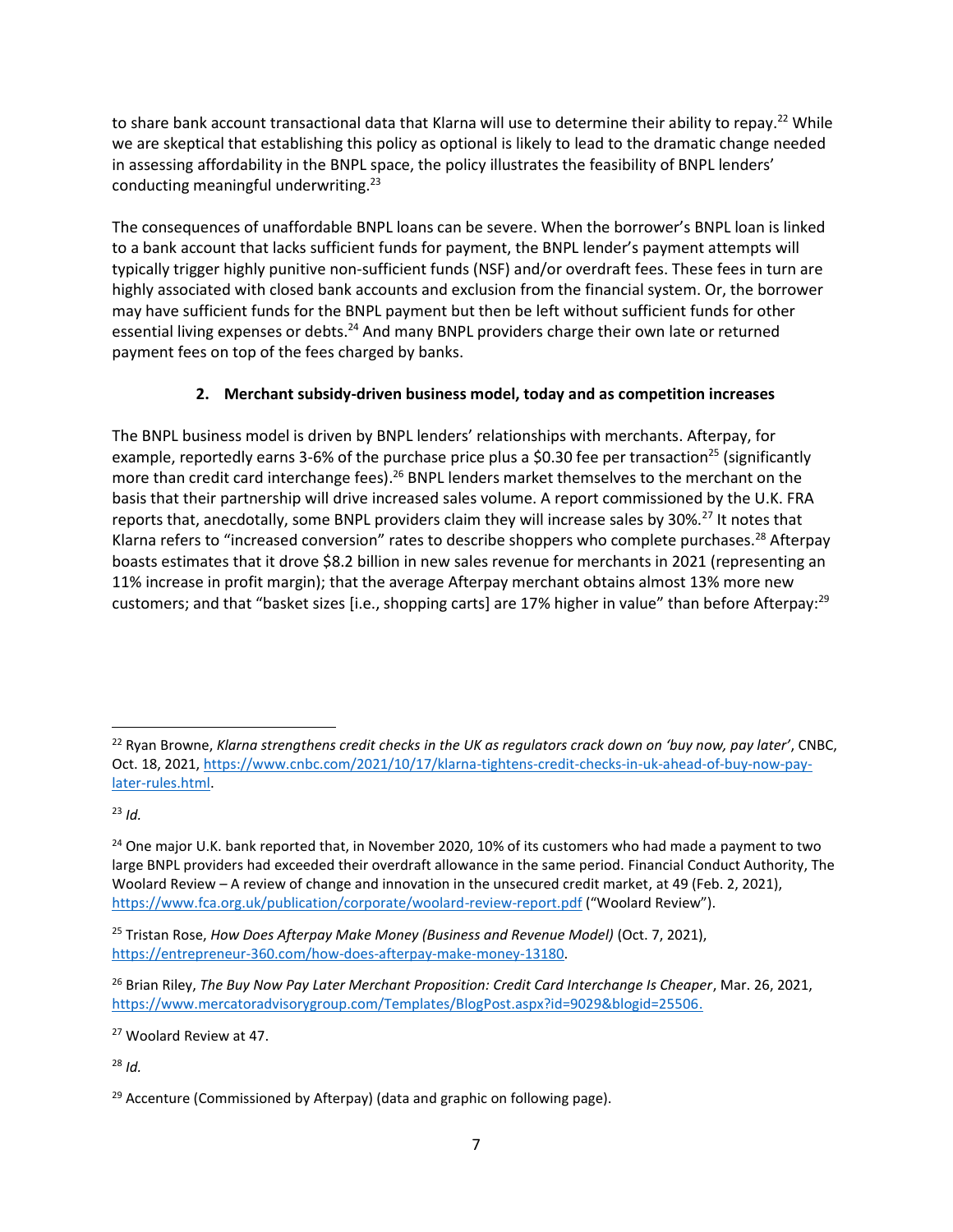to share bank account transactional data that Klarna will use to determine their ability to repay.[22] While we are skeptical that establishing this policy as optional is likely to lead to the dramatic change needed in assessing affordability in the BNPL space, the policy illustrates the feasibility of BNPL lenders' conducting meaningful underwriting.[23]

The consequences of unaffordable BNPL loans can be severe. When the borrower's BNPL loan is linked to a bank account that lacks sufficient funds for payment, the BNPL lender's payment attempts will typically trigger highly punitive non-sufficient funds (NSF) and/or overdraft fees. These fees in turn are highly associated with closed bank accounts and exclusion from the financial system. Or, the borrower may have sufficient funds for the BNPL payment but then be left without sufficient funds for other essential living expenses or debts.[24] And many BNPL providers charge their own late or returned payment fees on top of the fees charged by banks.

### 2. Merchant subsidy-driven business model, today and as competition increases

The BNPL business model is driven by BNPL lenders' relationships with merchants. Afterpay, for example, reportedly earns 3-6% of the purchase price plus a $0.30 fee per transaction[25] (significantly more than credit card interchange fees).[26] BNPL lenders market themselves to the merchant on the basis that their partnership will drive increased sales volume. A report commissioned by the U.K. FRA reports that, anecdotally, some BNPL providers claim they will increase sales by 30%.[27] It notes that Klarna refers to "increased conversion" rates to describe shoppers who complete purchases.[28] Afterpay boasts estimates that it drove $8.2 billion in new sales revenue for merchants in 2021 (representing an 11% increase in profit margin); that the average Afterpay merchant obtains almost 13% more new customers; and that "basket sizes [i.e., shopping carts] are 17% higher in value" than before Afterpay:[29]

---

[22] Ryan Browne, *Klarna strengthens credit checks in the UK as regulators crack down on 'buy now, pay later'*, CNBC, Oct. 18, 2021, https://www.cnbc.com/2021/10/17/klarna-tightens-credit-checks-in-uk-ahead-of-buy-now-pay-later-rules.html.

[23] *Id.*

[24] One major U.K. bank reported that, in November 2020, 10% of its customers who had made a payment to two large BNPL providers had exceeded their overdraft allowance in the same period. Financial Conduct Authority, The Woolard Review – A review of change and innovation in the unsecured credit market, at 49 (Feb. 2, 2021), https://www.fca.org.uk/publication/corporate/woolard-review-report.pdf ("Woolard Review").

[25] Tristan Rose, *How Does Afterpay Make Money (Business and Revenue Model)* (Oct. 7, 2021), https://entrepreneur-360.com/how-does-afterpay-make-money-13180.

[26] Brian Riley, *The Buy Now Pay Later Merchant Proposition: Credit Card Interchange Is Cheaper*, Mar. 26, 2021, https://www.mercatoradvisorygroup.com/Templates/BlogPost.aspx?id=9029&blogid=25506.

[27] Woolard Review at 47.

[28] *Id.*

[29] Accenture (Commissioned by Afterpay) (data and graphic on following page).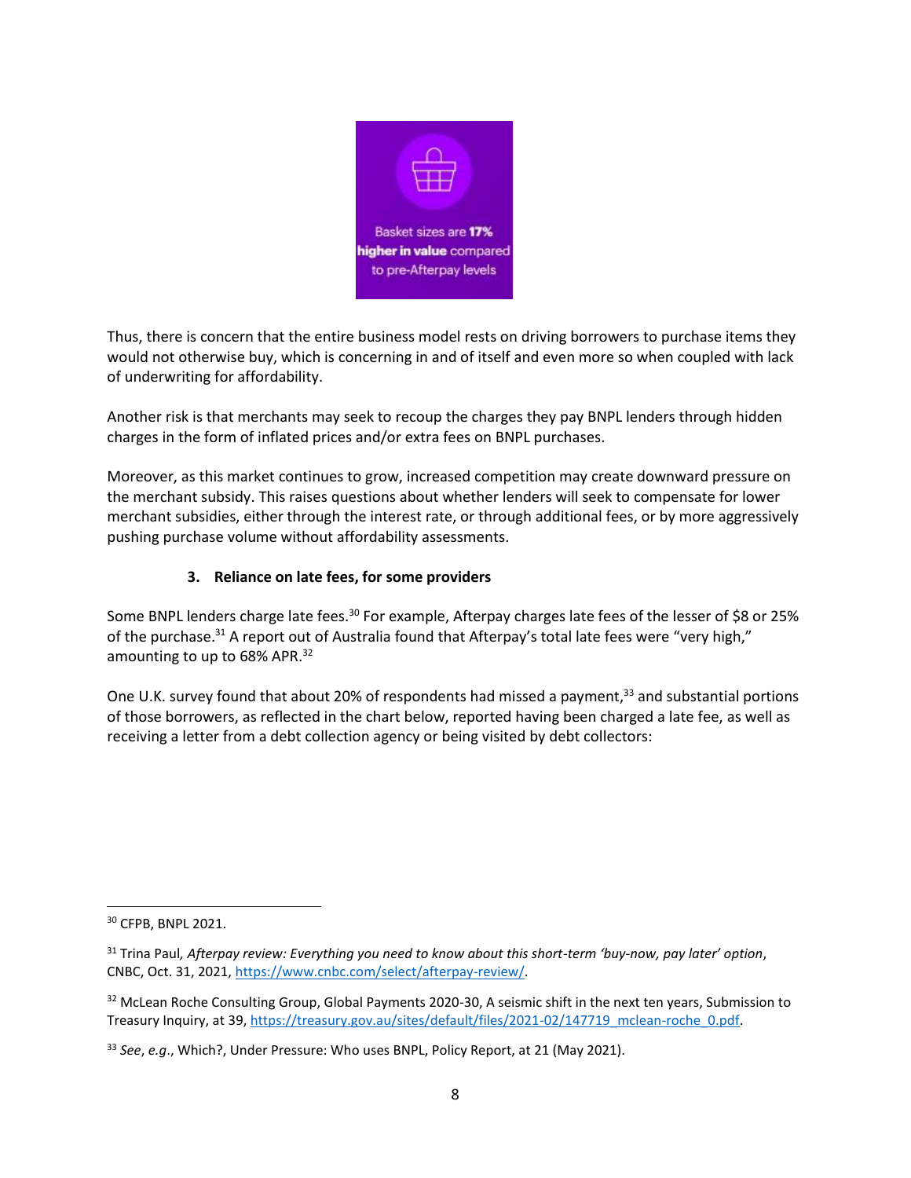Basket sizes are **17% higher in value** compared to pre-Afterpay levels

Thus, there is concern that the entire business model rests on driving borrowers to purchase items they would not otherwise buy, which is concerning in and of itself and even more so when coupled with lack of underwriting for affordability.

Another risk is that merchants may seek to recoup the charges they pay BNPL lenders through hidden charges in the form of inflated prices and/or extra fees on BNPL purchases.

Moreover, as this market continues to grow, increased competition may create downward pressure on the merchant subsidy. This raises questions about whether lenders will seek to compensate for lower merchant subsidies, either through the interest rate, or through additional fees, or by more aggressively pushing purchase volume without affordability assessments.

### 3. Reliance on late fees, for some providers

Some BNPL lenders charge late fees.[30] For example, Afterpay charges late fees of the lesser of $8 or 25% of the purchase.[31] A report out of Australia found that Afterpay's total late fees were "very high," amounting to up to 68% APR.[32]

One U.K. survey found that about 20% of respondents had missed a payment,[33] and substantial portions of those borrowers, as reflected in the chart below, reported having been charged a late fee, as well as receiving a letter from a debt collection agency or being visited by debt collectors:

---

[30] CFPB, BNPL 2021.

[31] Trina Paul, *Afterpay review: Everything you need to know about this short-term 'buy-now, pay later' option*, CNBC, Oct. 31, 2021, https://www.cnbc.com/select/afterpay-review/.

[32] McLean Roche Consulting Group, Global Payments 2020-30, A seismic shift in the next ten years, Submission to Treasury Inquiry, at 39, https://treasury.gov.au/sites/default/files/2021-02/147719_mclean-roche_0.pdf.

[33] *See*, *e.g*., Which?, Under Pressure: Who uses BNPL, Policy Report, at 21 (May 2021).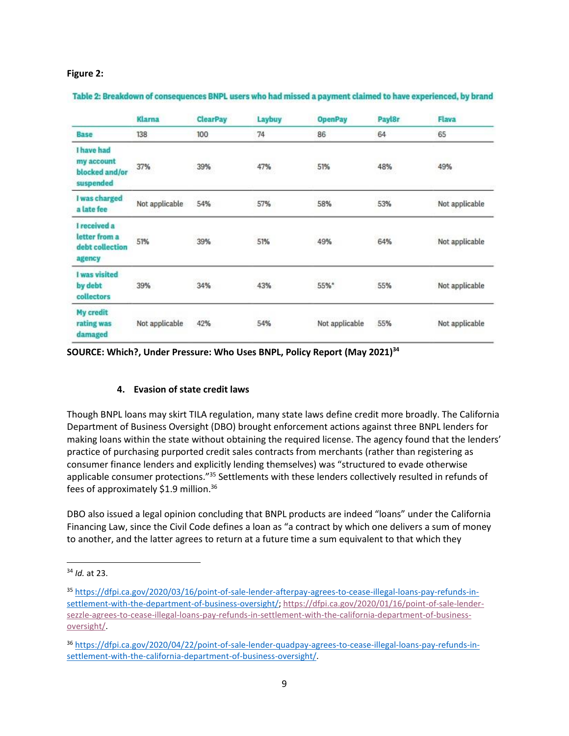**Figure 2:**

**Table 2: Breakdown of consequences BNPL users who had missed a payment claimed to have experienced, by brand**

| | Klarna | ClearPay | Laybuy | OpenPay | Payl8r | Flava |
|---|---|---|---|---|---|---|
| Base | 138 | 100 | 74 | 86 | 64 | 65 |
| I have had my account blocked and/or suspended | 37% | 39% | 47% | 51% | 48% | 49% |
| I was charged a late fee | Not applicable | 54% | 57% | 58% | 53% | Not applicable |
| I received a letter from a debt collection agency | 51% | 39% | 51% | 49% | 64% | Not applicable |
| I was visited by debt collectors | 39% | 34% | 43% | 55%* | 55% | Not applicable |
| My credit rating was damaged | Not applicable | 42% | 54% | Not applicable | 55% | Not applicable |

**SOURCE: Which?, Under Pressure: Who Uses BNPL, Policy Report (May 2021)[34]**

#### 4. Evasion of state credit laws

Though BNPL loans may skirt TILA regulation, many state laws define credit more broadly. The California Department of Business Oversight (DBO) brought enforcement actions against three BNPL lenders for making loans within the state without obtaining the required license. The agency found that the lenders' practice of purchasing purported credit sales contracts from merchants (rather than registering as consumer finance lenders and explicitly lending themselves) was "structured to evade otherwise applicable consumer protections."[35] Settlements with these lenders collectively resulted in refunds of fees of approximately $1.9 million.[36]

DBO also issued a legal opinion concluding that BNPL products are indeed "loans" under the California Financing Law, since the Civil Code defines a loan as "a contract by which one delivers a sum of money to another, and the latter agrees to return at a future time a sum equivalent to that which they

---

[34] *Id.* at 23.

[35] https://dfpi.ca.gov/2020/03/16/point-of-sale-lender-afterpay-agrees-to-cease-illegal-loans-pay-refunds-in-settlement-with-the-department-of-business-oversight/; https://dfpi.ca.gov/2020/01/16/point-of-sale-lender-sezzle-agrees-to-cease-illegal-loans-pay-refunds-in-settlement-with-the-california-department-of-business-oversight/.

[36] https://dfpi.ca.gov/2020/04/22/point-of-sale-lender-quadpay-agrees-to-cease-illegal-loans-pay-refunds-in-settlement-with-the-california-department-of-business-oversight/.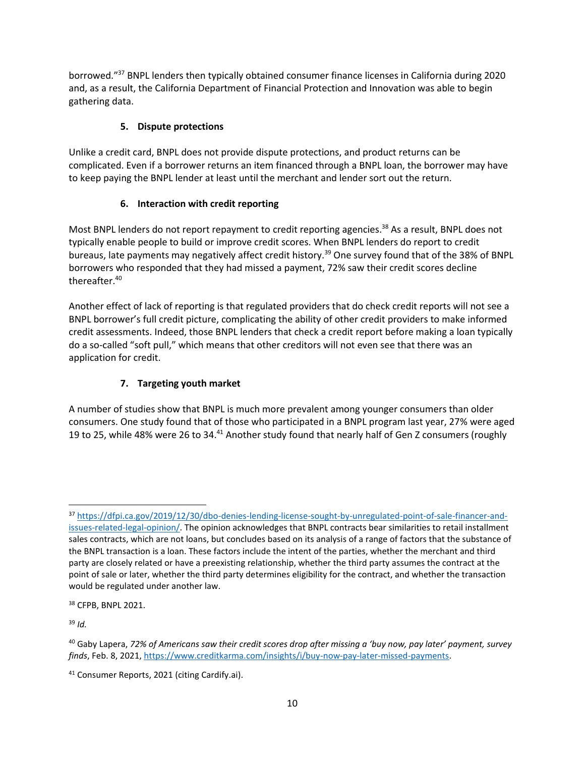borrowed."[37] BNPL lenders then typically obtained consumer finance licenses in California during 2020 and, as a result, the California Department of Financial Protection and Innovation was able to begin gathering data.

#### 5. Dispute protections

Unlike a credit card, BNPL does not provide dispute protections, and product returns can be complicated. Even if a borrower returns an item financed through a BNPL loan, the borrower may have to keep paying the BNPL lender at least until the merchant and lender sort out the return.

#### 6. Interaction with credit reporting

Most BNPL lenders do not report repayment to credit reporting agencies.[38] As a result, BNPL does not typically enable people to build or improve credit scores. When BNPL lenders do report to credit bureaus, late payments may negatively affect credit history.[39] One survey found that of the 38% of BNPL borrowers who responded that they had missed a payment, 72% saw their credit scores decline thereafter.[40]

Another effect of lack of reporting is that regulated providers that do check credit reports will not see a BNPL borrower's full credit picture, complicating the ability of other credit providers to make informed credit assessments. Indeed, those BNPL lenders that check a credit report before making a loan typically do a so-called "soft pull," which means that other creditors will not even see that there was an application for credit.

#### 7. Targeting youth market

A number of studies show that BNPL is much more prevalent among younger consumers than older consumers. One study found that of those who participated in a BNPL program last year, 27% were aged 19 to 25, while 48% were 26 to 34.[41] Another study found that nearly half of Gen Z consumers (roughly

---

[37] https://dfpi.ca.gov/2019/12/30/dbo-denies-lending-license-sought-by-unregulated-point-of-sale-financer-and-issues-related-legal-opinion/. The opinion acknowledges that BNPL contracts bear similarities to retail installment sales contracts, which are not loans, but concludes based on its analysis of a range of factors that the substance of the BNPL transaction is a loan. These factors include the intent of the parties, whether the merchant and third party are closely related or have a preexisting relationship, whether the third party assumes the contract at the point of sale or later, whether the third party determines eligibility for the contract, and whether the transaction would be regulated under another law.

[38] CFPB, BNPL 2021.

[39] *Id.*

[40] Gaby Lapera, *72% of Americans saw their credit scores drop after missing a 'buy now, pay later' payment, survey finds*, Feb. 8, 2021, https://www.creditkarma.com/insights/i/buy-now-pay-later-missed-payments.

[41] Consumer Reports, 2021 (citing Cardify.ai).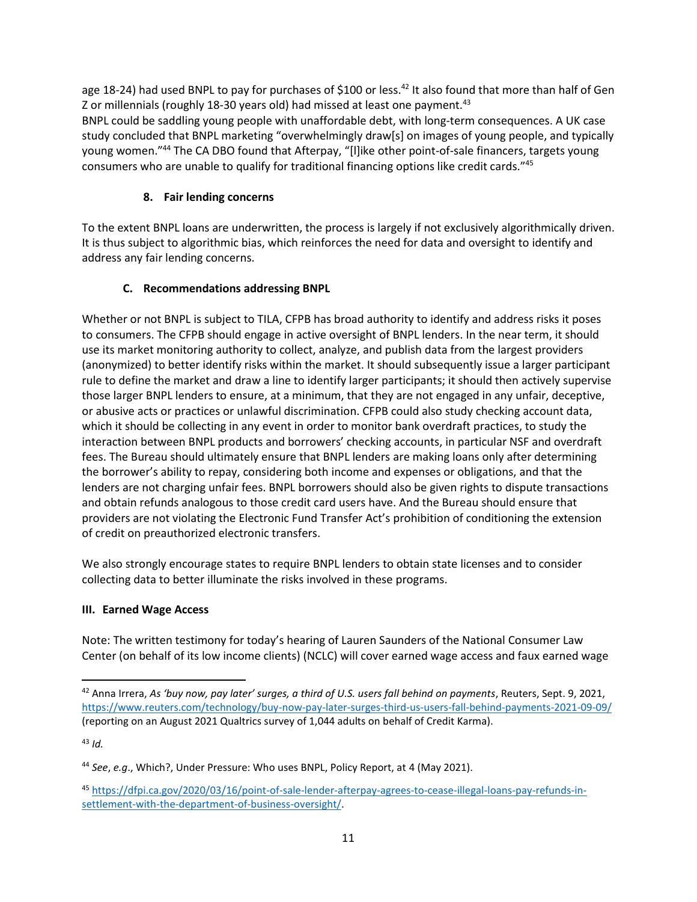age 18-24) had used BNPL to pay for purchases of $100 or less.[42] It also found that more than half of Gen Z or millennials (roughly 18-30 years old) had missed at least one payment.[43]
BNPL could be saddling young people with unaffordable debt, with long-term consequences. A UK case study concluded that BNPL marketing "overwhelmingly draw[s] on images of young people, and typically young women."[44] The CA DBO found that Afterpay, "[l]ike other point-of-sale financers, targets young consumers who are unable to qualify for traditional financing options like credit cards."[45]

#### 8. Fair lending concerns

To the extent BNPL loans are underwritten, the process is largely if not exclusively algorithmically driven. It is thus subject to algorithmic bias, which reinforces the need for data and oversight to identify and address any fair lending concerns.

### C. Recommendations addressing BNPL

Whether or not BNPL is subject to TILA, CFPB has broad authority to identify and address risks it poses to consumers. The CFPB should engage in active oversight of BNPL lenders. In the near term, it should use its market monitoring authority to collect, analyze, and publish data from the largest providers (anonymized) to better identify risks within the market. It should subsequently issue a larger participant rule to define the market and draw a line to identify larger participants; it should then actively supervise those larger BNPL lenders to ensure, at a minimum, that they are not engaged in any unfair, deceptive, or abusive acts or practices or unlawful discrimination. CFPB could also study checking account data, which it should be collecting in any event in order to monitor bank overdraft practices, to study the interaction between BNPL products and borrowers' checking accounts, in particular NSF and overdraft fees. The Bureau should ultimately ensure that BNPL lenders are making loans only after determining the borrower's ability to repay, considering both income and expenses or obligations, and that the lenders are not charging unfair fees. BNPL borrowers should also be given rights to dispute transactions and obtain refunds analogous to those credit card users have. And the Bureau should ensure that providers are not violating the Electronic Fund Transfer Act's prohibition of conditioning the extension of credit on preauthorized electronic transfers.

We also strongly encourage states to require BNPL lenders to obtain state licenses and to consider collecting data to better illuminate the risks involved in these programs.

## III. Earned Wage Access

Note: The written testimony for today's hearing of Lauren Saunders of the National Consumer Law Center (on behalf of its low income clients) (NCLC) will cover earned wage access and faux earned wage

---

[42] Anna Irrera, *As 'buy now, pay later' surges, a third of U.S. users fall behind on payments*, Reuters, Sept. 9, 2021, https://www.reuters.com/technology/buy-now-pay-later-surges-third-us-users-fall-behind-payments-2021-09-09/ (reporting on an August 2021 Qualtrics survey of 1,044 adults on behalf of Credit Karma).

[43] *Id.*

[44] *See*, *e.g*., Which?, Under Pressure: Who uses BNPL, Policy Report, at 4 (May 2021).

[45] https://dfpi.ca.gov/2020/03/16/point-of-sale-lender-afterpay-agrees-to-cease-illegal-loans-pay-refunds-in-settlement-with-the-department-of-business-oversight/.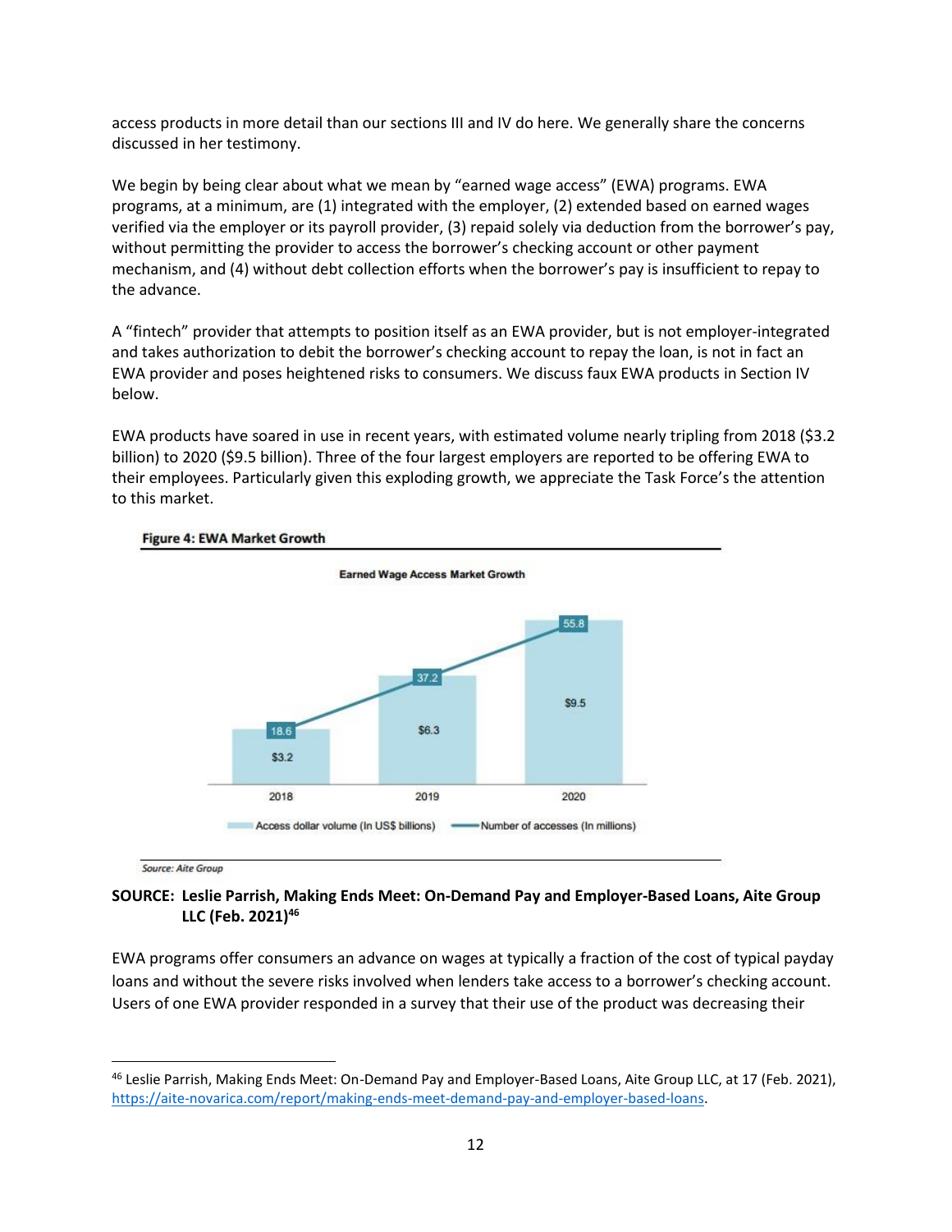access products in more detail than our sections III and IV do here. We generally share the concerns discussed in her testimony.

We begin by being clear about what we mean by "earned wage access" (EWA) programs. EWA programs, at a minimum, are (1) integrated with the employer, (2) extended based on earned wages verified via the employer or its payroll provider, (3) repaid solely via deduction from the borrower's pay, without permitting the provider to access the borrower's checking account or other payment mechanism, and (4) without debt collection efforts when the borrower's pay is insufficient to repay to the advance.

A "fintech" provider that attempts to position itself as an EWA provider, but is not employer-integrated and takes authorization to debit the borrower's checking account to repay the loan, is not in fact an EWA provider and poses heightened risks to consumers. We discuss faux EWA products in Section IV below.

EWA products have soared in use in recent years, with estimated volume nearly tripling from 2018 ($3.2 billion) to 2020 ($9.5 billion). Three of the four largest employers are reported to be offering EWA to their employees. Particularly given this exploding growth, we appreciate the Task Force's the attention to this market.

**Figure 4: EWA Market Growth**

Earned Wage Access Market Growth

| Year | Access dollar volume (In US$ billions) | Number of accesses (In millions) |
|---|---|---|
| 2018 | $3.2 | 18.6 |
| 2019 | $6.3 | 37.2 |
| 2020 | $9.5 | 55.8 |

*Source: Aite Group*

**SOURCE: Leslie Parrish, Making Ends Meet: On-Demand Pay and Employer-Based Loans, Aite Group LLC (Feb. 2021)**[46]

EWA programs offer consumers an advance on wages at typically a fraction of the cost of typical payday loans and without the severe risks involved when lenders take access to a borrower's checking account. Users of one EWA provider responded in a survey that their use of the product was decreasing their

[46] Leslie Parrish, Making Ends Meet: On-Demand Pay and Employer-Based Loans, Aite Group LLC, at 17 (Feb. 2021), https://aite-novarica.com/report/making-ends-meet-demand-pay-and-employer-based-loans.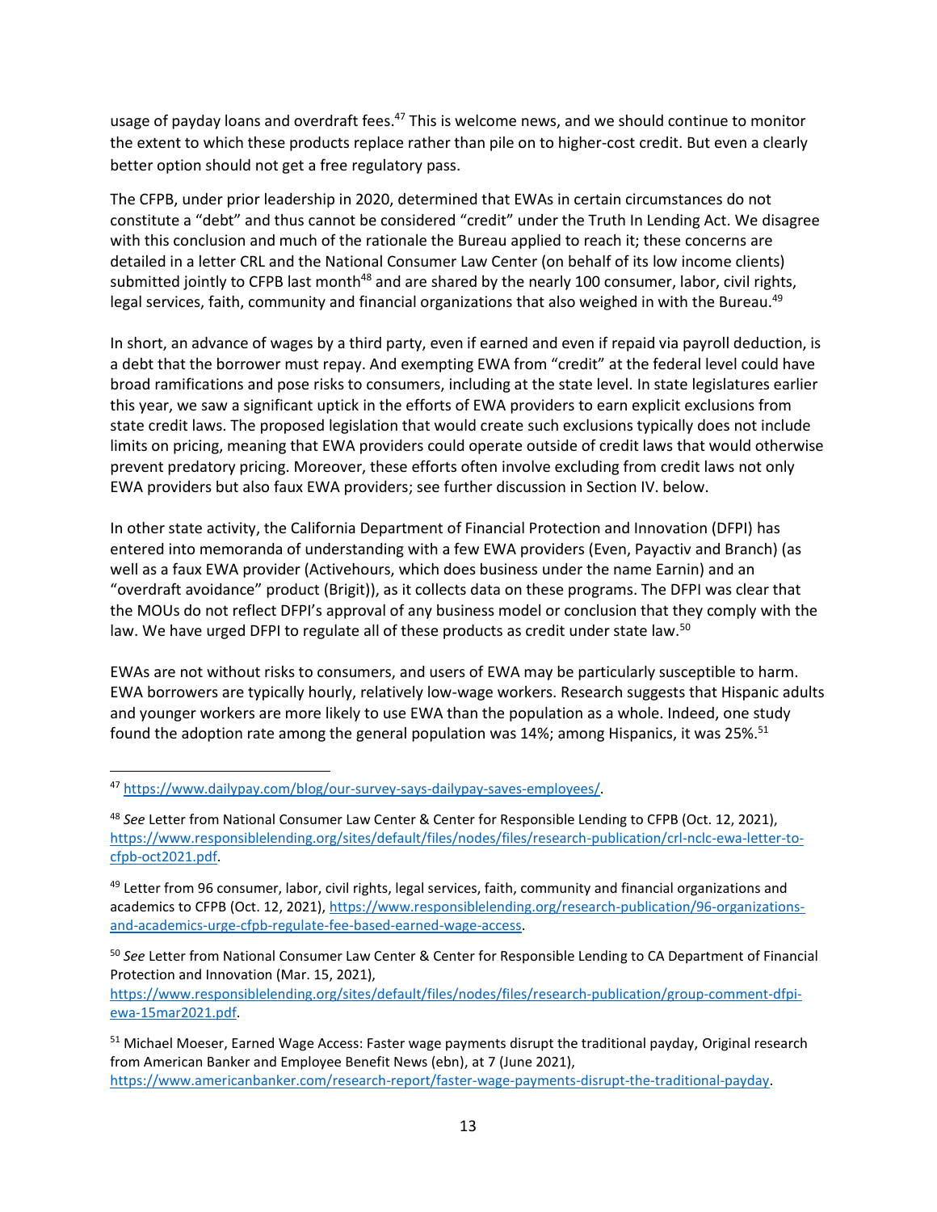usage of payday loans and overdraft fees.[47] This is welcome news, and we should continue to monitor the extent to which these products replace rather than pile on to higher-cost credit. But even a clearly better option should not get a free regulatory pass.

The CFPB, under prior leadership in 2020, determined that EWAs in certain circumstances do not constitute a "debt" and thus cannot be considered "credit" under the Truth In Lending Act. We disagree with this conclusion and much of the rationale the Bureau applied to reach it; these concerns are detailed in a letter CRL and the National Consumer Law Center (on behalf of its low income clients) submitted jointly to CFPB last month[48] and are shared by the nearly 100 consumer, labor, civil rights, legal services, faith, community and financial organizations that also weighed in with the Bureau.[49]

In short, an advance of wages by a third party, even if earned and even if repaid via payroll deduction, is a debt that the borrower must repay. And exempting EWA from "credit" at the federal level could have broad ramifications and pose risks to consumers, including at the state level. In state legislatures earlier this year, we saw a significant uptick in the efforts of EWA providers to earn explicit exclusions from state credit laws. The proposed legislation that would create such exclusions typically does not include limits on pricing, meaning that EWA providers could operate outside of credit laws that would otherwise prevent predatory pricing. Moreover, these efforts often involve excluding from credit laws not only EWA providers but also faux EWA providers; see further discussion in Section IV. below.

In other state activity, the California Department of Financial Protection and Innovation (DFPI) has entered into memoranda of understanding with a few EWA providers (Even, Payactiv and Branch) (as well as a faux EWA provider (Activehours, which does business under the name Earnin) and an "overdraft avoidance" product (Brigit)), as it collects data on these programs. The DFPI was clear that the MOUs do not reflect DFPI's approval of any business model or conclusion that they comply with the law. We have urged DFPI to regulate all of these products as credit under state law.[50]

EWAs are not without risks to consumers, and users of EWA may be particularly susceptible to harm. EWA borrowers are typically hourly, relatively low-wage workers. Research suggests that Hispanic adults and younger workers are more likely to use EWA than the population as a whole. Indeed, one study found the adoption rate among the general population was 14%; among Hispanics, it was 25%.[51]

---

[47] https://www.dailypay.com/blog/our-survey-says-dailypay-saves-employees/.

[48] *See* Letter from National Consumer Law Center & Center for Responsible Lending to CFPB (Oct. 12, 2021), https://www.responsiblelending.org/sites/default/files/nodes/files/research-publication/crl-nclc-ewa-letter-to-cfpb-oct2021.pdf.

[49] Letter from 96 consumer, labor, civil rights, legal services, faith, community and financial organizations and academics to CFPB (Oct. 12, 2021), https://www.responsiblelending.org/research-publication/96-organizations-and-academics-urge-cfpb-regulate-fee-based-earned-wage-access.

[50] *See* Letter from National Consumer Law Center & Center for Responsible Lending to CA Department of Financial Protection and Innovation (Mar. 15, 2021), https://www.responsiblelending.org/sites/default/files/nodes/files/research-publication/group-comment-dfpi-ewa-15mar2021.pdf.

[51] Michael Moeser, Earned Wage Access: Faster wage payments disrupt the traditional payday, Original research from American Banker and Employee Benefit News (ebn), at 7 (June 2021), https://www.americanbanker.com/research-report/faster-wage-payments-disrupt-the-traditional-payday.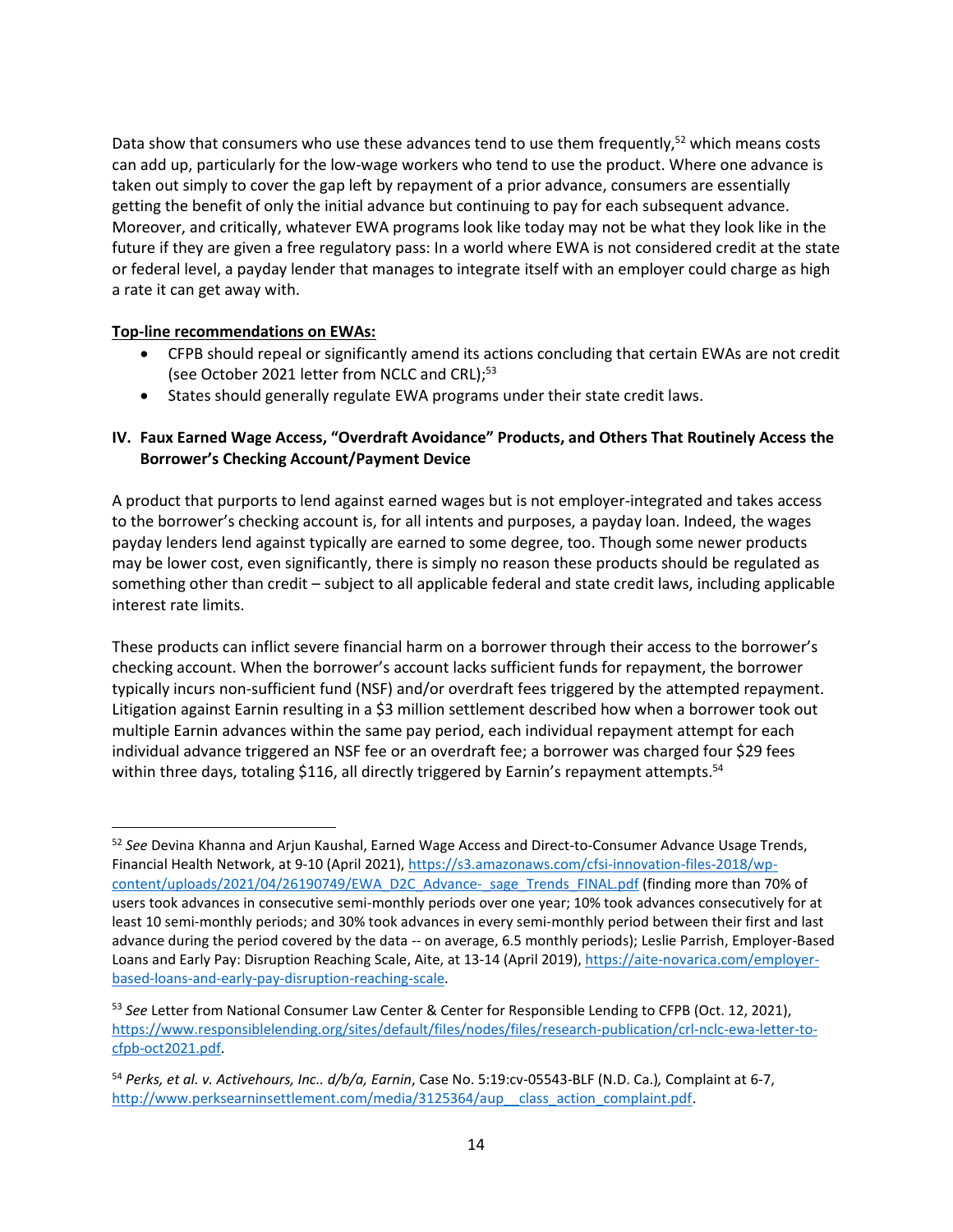Data show that consumers who use these advances tend to use them frequently,[52] which means costs can add up, particularly for the low-wage workers who tend to use the product. Where one advance is taken out simply to cover the gap left by repayment of a prior advance, consumers are essentially getting the benefit of only the initial advance but continuing to pay for each subsequent advance. Moreover, and critically, whatever EWA programs look like today may not be what they look like in the future if they are given a free regulatory pass: In a world where EWA is not considered credit at the state or federal level, a payday lender that manages to integrate itself with an employer could charge as high a rate it can get away with.

**Top-line recommendations on EWAs:**

- CFPB should repeal or significantly amend its actions concluding that certain EWAs are not credit (see October 2021 letter from NCLC and CRL);[53]
- States should generally regulate EWA programs under their state credit laws.

## IV. Faux Earned Wage Access, "Overdraft Avoidance" Products, and Others That Routinely Access the Borrower's Checking Account/Payment Device

A product that purports to lend against earned wages but is not employer-integrated and takes access to the borrower's checking account is, for all intents and purposes, a payday loan. Indeed, the wages payday lenders lend against typically are earned to some degree, too. Though some newer products may be lower cost, even significantly, there is simply no reason these products should be regulated as something other than credit – subject to all applicable federal and state credit laws, including applicable interest rate limits.

These products can inflict severe financial harm on a borrower through their access to the borrower's checking account. When the borrower's account lacks sufficient funds for repayment, the borrower typically incurs non-sufficient fund (NSF) and/or overdraft fees triggered by the attempted repayment. Litigation against Earnin resulting in a $3 million settlement described how when a borrower took out multiple Earnin advances within the same pay period, each individual repayment attempt for each individual advance triggered an NSF fee or an overdraft fee; a borrower was charged four $29 fees within three days, totaling $116, all directly triggered by Earnin's repayment attempts.[54]

---

[52] *See* Devina Khanna and Arjun Kaushal, Earned Wage Access and Direct-to-Consumer Advance Usage Trends, Financial Health Network, at 9-10 (April 2021), https://s3.amazonaws.com/cfsi-innovation-files-2018/wp-content/uploads/2021/04/26190749/EWA_D2C_Advance-_sage_Trends_FINAL.pdf (finding more than 70% of users took advances in consecutive semi-monthly periods over one year; 10% took advances consecutively for at least 10 semi-monthly periods; and 30% took advances in every semi-monthly period between their first and last advance during the period covered by the data -- on average, 6.5 monthly periods); Leslie Parrish, Employer-Based Loans and Early Pay: Disruption Reaching Scale, Aite, at 13-14 (April 2019), https://aite-novarica.com/employer-based-loans-and-early-pay-disruption-reaching-scale.

[53] *See* Letter from National Consumer Law Center & Center for Responsible Lending to CFPB (Oct. 12, 2021), https://www.responsiblelending.org/sites/default/files/nodes/files/research-publication/crl-nclc-ewa-letter-to-cfpb-oct2021.pdf.

[54] *Perks, et al. v. Activehours, Inc.. d/b/a, Earnin*, Case No. 5:19:cv-05543-BLF (N.D. Ca.)*,* Complaint at 6-7, http://www.perksearninsettlement.com/media/3125364/aup__class_action_complaint.pdf.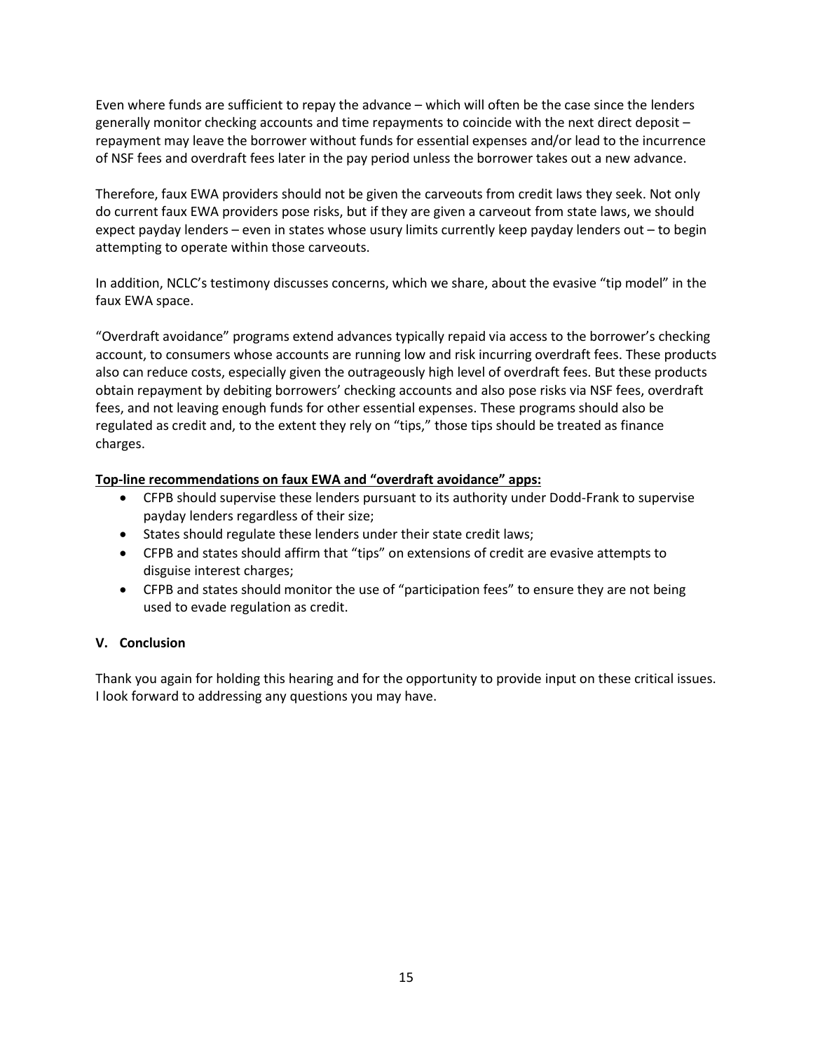Even where funds are sufficient to repay the advance – which will often be the case since the lenders generally monitor checking accounts and time repayments to coincide with the next direct deposit – repayment may leave the borrower without funds for essential expenses and/or lead to the incurrence of NSF fees and overdraft fees later in the pay period unless the borrower takes out a new advance.

Therefore, faux EWA providers should not be given the carveouts from credit laws they seek. Not only do current faux EWA providers pose risks, but if they are given a carveout from state laws, we should expect payday lenders – even in states whose usury limits currently keep payday lenders out – to begin attempting to operate within those carveouts.

In addition, NCLC's testimony discusses concerns, which we share, about the evasive "tip model" in the faux EWA space.

"Overdraft avoidance" programs extend advances typically repaid via access to the borrower's checking account, to consumers whose accounts are running low and risk incurring overdraft fees. These products also can reduce costs, especially given the outrageously high level of overdraft fees. But these products obtain repayment by debiting borrowers' checking accounts and also pose risks via NSF fees, overdraft fees, and not leaving enough funds for other essential expenses. These programs should also be regulated as credit and, to the extent they rely on "tips," those tips should be treated as finance charges.

**Top-line recommendations on faux EWA and "overdraft avoidance" apps:**

- CFPB should supervise these lenders pursuant to its authority under Dodd-Frank to supervise payday lenders regardless of their size;
- States should regulate these lenders under their state credit laws;
- CFPB and states should affirm that "tips" on extensions of credit are evasive attempts to disguise interest charges;
- CFPB and states should monitor the use of "participation fees" to ensure they are not being used to evade regulation as credit.

## V. Conclusion

Thank you again for holding this hearing and for the opportunity to provide input on these critical issues. I look forward to addressing any questions you may have.